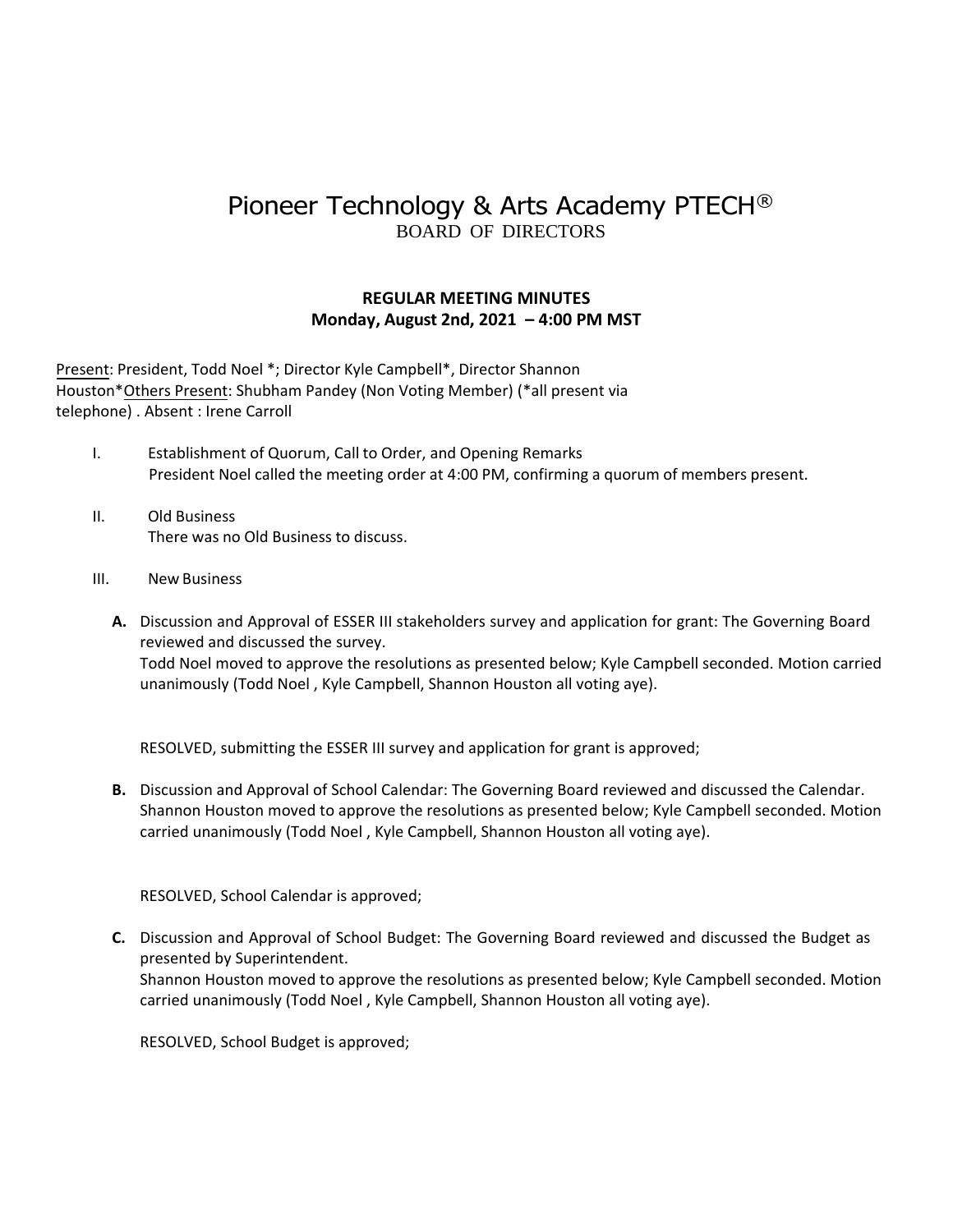# Pioneer Technology & Arts Academy PTECH®

BOARD OF DIRECTORS

**REGULAR MEETING MINUTES**
**Monday, August 2nd, 2021 – 4:00 PM MST**

Present: President, Todd Noel *; Director Kyle Campbell*, Director Shannon Houston*Others Present: Shubham Pandey (Non Voting Member) (*all present via telephone) . Absent : Irene Carroll

I. Establishment of Quorum, Call to Order, and Opening Remarks
President Noel called the meeting order at 4:00 PM, confirming a quorum of members present.

II. Old Business
There was no Old Business to discuss.

III. New Business

**A.** Discussion and Approval of ESSER III stakeholders survey and application for grant: The Governing Board reviewed and discussed the survey.
Todd Noel moved to approve the resolutions as presented below; Kyle Campbell seconded. Motion carried unanimously (Todd Noel , Kyle Campbell, Shannon Houston all voting aye).

RESOLVED, submitting the ESSER III survey and application for grant is approved;

**B.** Discussion and Approval of School Calendar: The Governing Board reviewed and discussed the Calendar.
Shannon Houston moved to approve the resolutions as presented below; Kyle Campbell seconded. Motion carried unanimously (Todd Noel , Kyle Campbell, Shannon Houston all voting aye).

RESOLVED, School Calendar is approved;

**C.** Discussion and Approval of School Budget: The Governing Board reviewed and discussed the Budget as presented by Superintendent.
Shannon Houston moved to approve the resolutions as presented below; Kyle Campbell seconded. Motion carried unanimously (Todd Noel , Kyle Campbell, Shannon Houston all voting aye).

RESOLVED, School Budget is approved;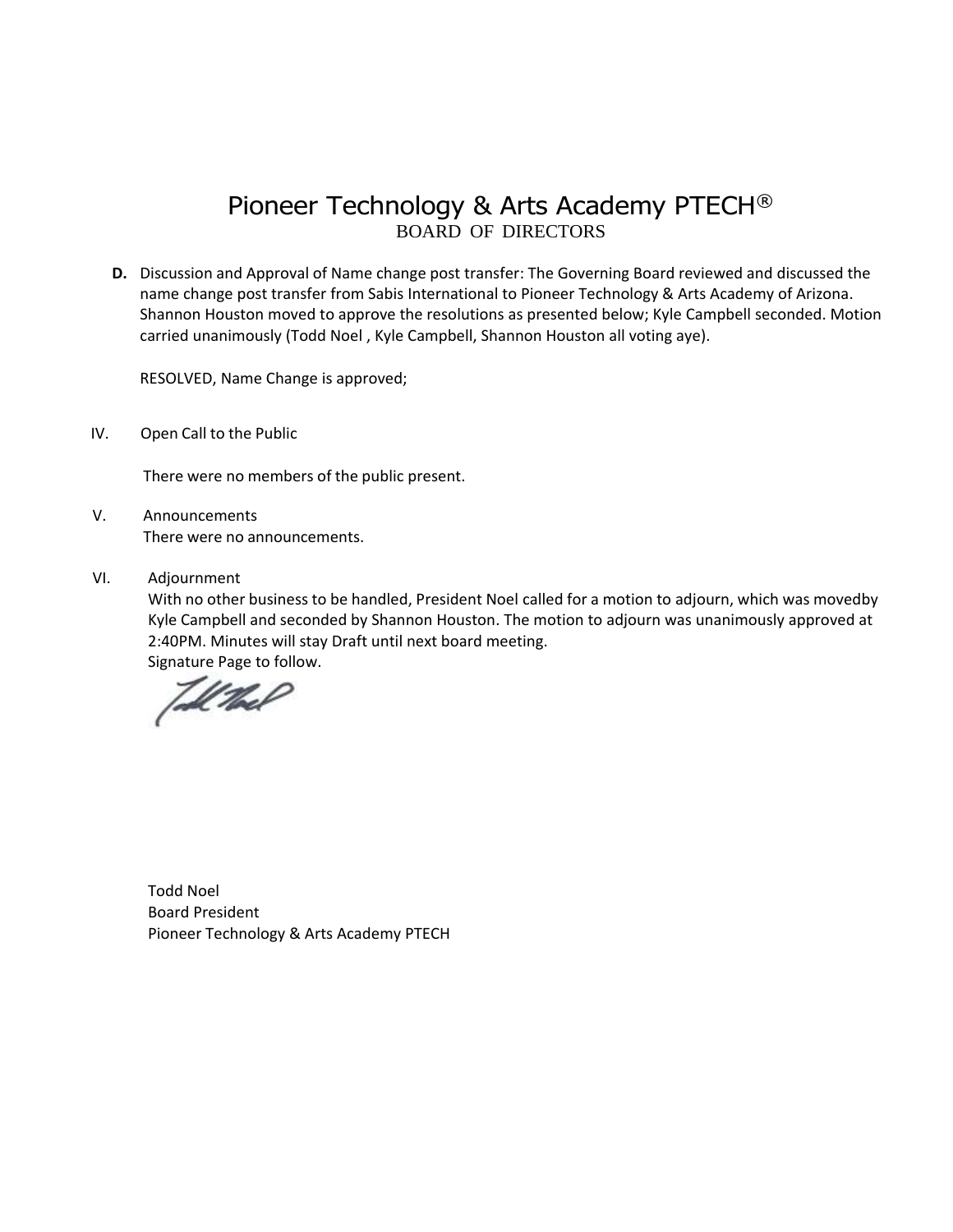# Pioneer Technology & Arts Academy PTECH®

## BOARD OF DIRECTORS

**D.** Discussion and Approval of Name change post transfer: The Governing Board reviewed and discussed the name change post transfer from Sabis International to Pioneer Technology & Arts Academy of Arizona. Shannon Houston moved to approve the resolutions as presented below; Kyle Campbell seconded. Motion carried unanimously (Todd Noel , Kyle Campbell, Shannon Houston all voting aye).

RESOLVED, Name Change is approved;

IV. Open Call to the Public

There were no members of the public present.

V. Announcements

There were no announcements.

VI. Adjournment

With no other business to be handled, President Noel called for a motion to adjourn, which was movedby Kyle Campbell and seconded by Shannon Houston. The motion to adjourn was unanimously approved at 2:40PM. Minutes will stay Draft until next board meeting.

Signature Page to follow.

Todd Noel
Board President
Pioneer Technology & Arts Academy PTECH